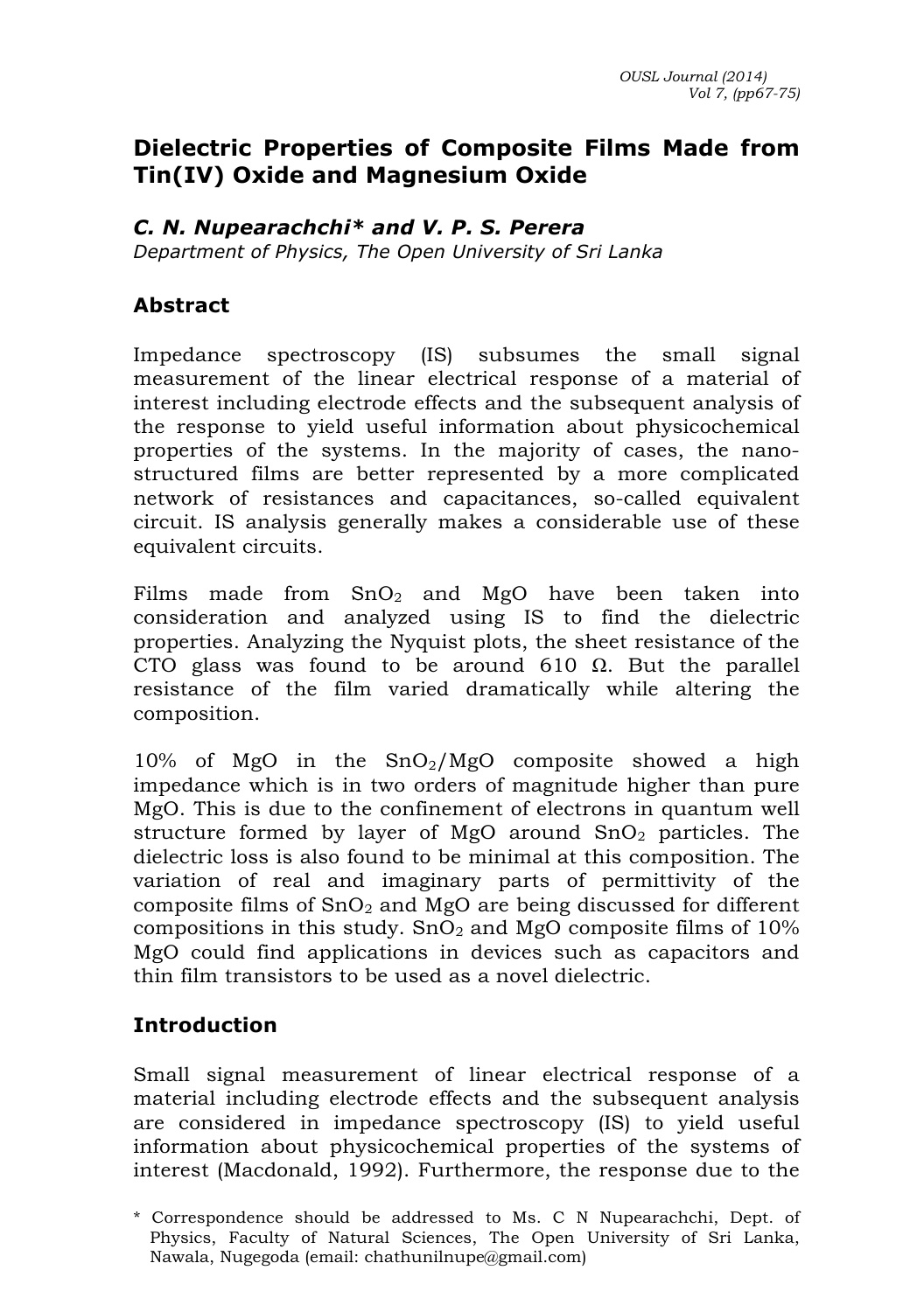# Dielectric Properties of Composite Films Made from Tin(IV) Oxide and Magnesium Oxide

***C. N. Nupearachchi\* and V. P. S. Perera***

*Department of Physics, The Open University of Sri Lanka*

## Abstract

Impedance spectroscopy (IS) subsumes the small signal measurement of the linear electrical response of a material of interest including electrode effects and the subsequent analysis of the response to yield useful information about physicochemical properties of the systems. In the majority of cases, the nano-structured films are better represented by a more complicated network of resistances and capacitances, so-called equivalent circuit. IS analysis generally makes a considerable use of these equivalent circuits.

Films made from $SnO_2$ and MgO have been taken into consideration and analyzed using IS to find the dielectric properties. Analyzing the Nyquist plots, the sheet resistance of the CTO glass was found to be around 610 Ω. But the parallel resistance of the film varied dramatically while altering the composition.

10% of MgO in the $SnO_2$/MgO composite showed a high impedance which is in two orders of magnitude higher than pure MgO. This is due to the confinement of electrons in quantum well structure formed by layer of MgO around $SnO_2$ particles. The dielectric loss is also found to be minimal at this composition. The variation of real and imaginary parts of permittivity of the composite films of $SnO_2$ and MgO are being discussed for different compositions in this study. $SnO_2$ and MgO composite films of 10% MgO could find applications in devices such as capacitors and thin film transistors to be used as a novel dielectric.

## Introduction

Small signal measurement of linear electrical response of a material including electrode effects and the subsequent analysis are considered in impedance spectroscopy (IS) to yield useful information about physicochemical properties of the systems of interest (Macdonald, 1992). Furthermore, the response due to the

\* Correspondence should be addressed to Ms. C N Nupearachchi, Dept. of Physics, Faculty of Natural Sciences, The Open University of Sri Lanka, Nawala, Nugegoda (email: chathunilnupe@gmail.com)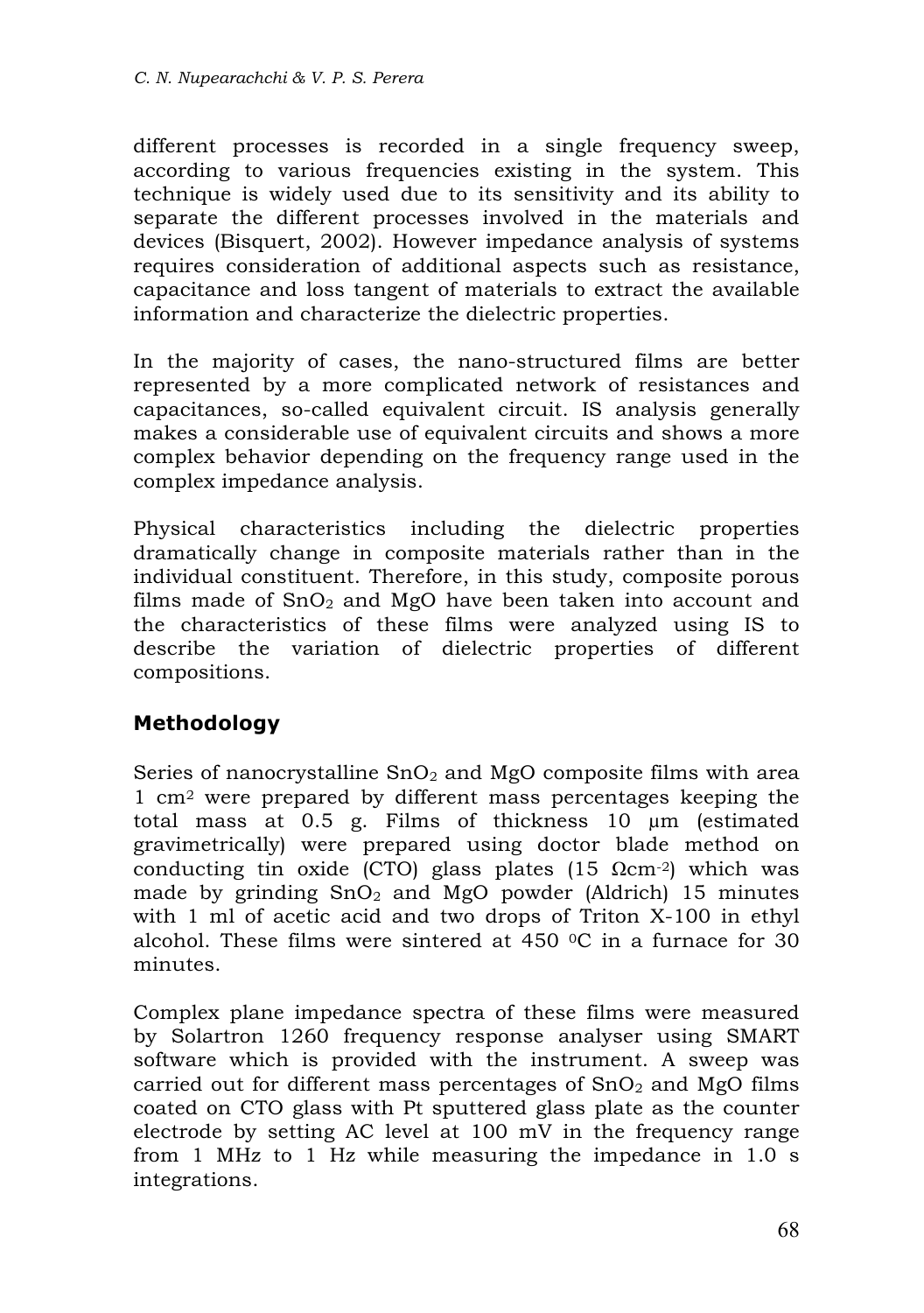different processes is recorded in a single frequency sweep, according to various frequencies existing in the system. This technique is widely used due to its sensitivity and its ability to separate the different processes involved in the materials and devices (Bisquert, 2002). However impedance analysis of systems requires consideration of additional aspects such as resistance, capacitance and loss tangent of materials to extract the available information and characterize the dielectric properties.

In the majority of cases, the nano-structured films are better represented by a more complicated network of resistances and capacitances, so-called equivalent circuit. IS analysis generally makes a considerable use of equivalent circuits and shows a more complex behavior depending on the frequency range used in the complex impedance analysis.

Physical characteristics including the dielectric properties dramatically change in composite materials rather than in the individual constituent. Therefore, in this study, composite porous films made of $SnO_2$ and MgO have been taken into account and the characteristics of these films were analyzed using IS to describe the variation of dielectric properties of different compositions.

## Methodology

Series of nanocrystalline $SnO_2$ and MgO composite films with area 1 $cm^2$ were prepared by different mass percentages keeping the total mass at 0.5 g. Films of thickness 10 μm (estimated gravimetrically) were prepared using doctor blade method on conducting tin oxide (CTO) glass plates (15 $\Omega cm^{-2}$) which was made by grinding $SnO_2$ and MgO powder (Aldrich) 15 minutes with 1 ml of acetic acid and two drops of Triton X-100 in ethyl alcohol. These films were sintered at 450 $^0$C in a furnace for 30 minutes.

Complex plane impedance spectra of these films were measured by Solartron 1260 frequency response analyser using SMART software which is provided with the instrument. A sweep was carried out for different mass percentages of $SnO_2$ and MgO films coated on CTO glass with Pt sputtered glass plate as the counter electrode by setting AC level at 100 mV in the frequency range from 1 MHz to 1 Hz while measuring the impedance in 1.0 s integrations.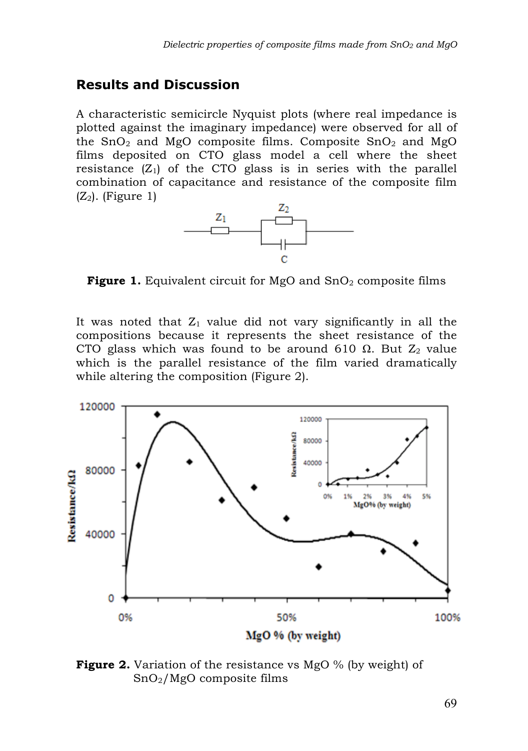## Results and Discussion

A characteristic semicircle Nyquist plots (where real impedance is plotted against the imaginary impedance) were observed for all of the $SnO_2$ and MgO composite films. Composite $SnO_2$ and MgO films deposited on CTO glass model a cell where the sheet resistance ($Z_1$) of the CTO glass is in series with the parallel combination of capacitance and resistance of the composite film ($Z_2$). (Figure 1)

**Figure 1.** Equivalent circuit for MgO and $SnO_2$ composite films

It was noted that $Z_1$ value did not vary significantly in all the compositions because it represents the sheet resistance of the CTO glass which was found to be around 610 Ω. But $Z_2$ value which is the parallel resistance of the film varied dramatically while altering the composition (Figure 2).

**Figure 2.** Variation of the resistance vs MgO % (by weight) of $SnO_2$/MgO composite films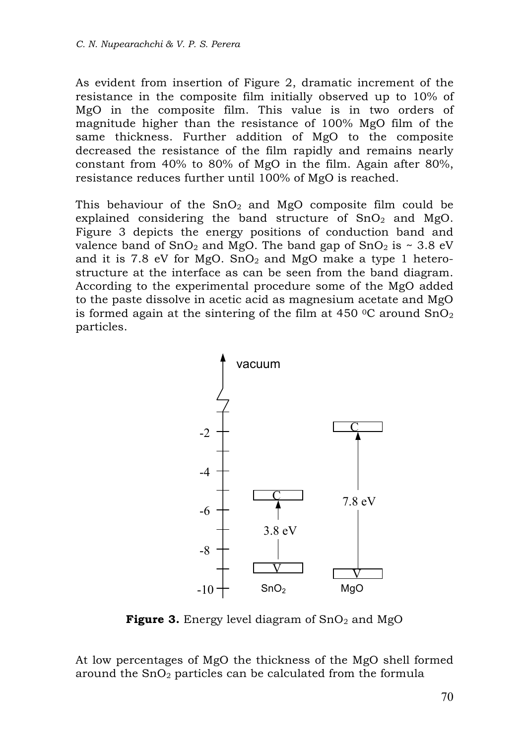As evident from insertion of Figure 2, dramatic increment of the resistance in the composite film initially observed up to 10% of MgO in the composite film. This value is in two orders of magnitude higher than the resistance of 100% MgO film of the same thickness. Further addition of MgO to the composite decreased the resistance of the film rapidly and remains nearly constant from 40% to 80% of MgO in the film. Again after 80%, resistance reduces further until 100% of MgO is reached.

This behaviour of the $SnO_2$ and MgO composite film could be explained considering the band structure of $SnO_2$ and MgO. Figure 3 depicts the energy positions of conduction band and valence band of $SnO_2$ and MgO. The band gap of $SnO_2$ is ~ 3.8 eV and it is 7.8 eV for MgO. $SnO_2$ and MgO make a type 1 hetero-structure at the interface as can be seen from the band diagram. According to the experimental procedure some of the MgO added to the paste dissolve in acetic acid as magnesium acetate and MgO is formed again at the sintering of the film at 450 $^0$C around $SnO_2$ particles.

**Figure 3.** Energy level diagram of $SnO_2$ and MgO

At low percentages of MgO the thickness of the MgO shell formed around the $SnO_2$ particles can be calculated from the formula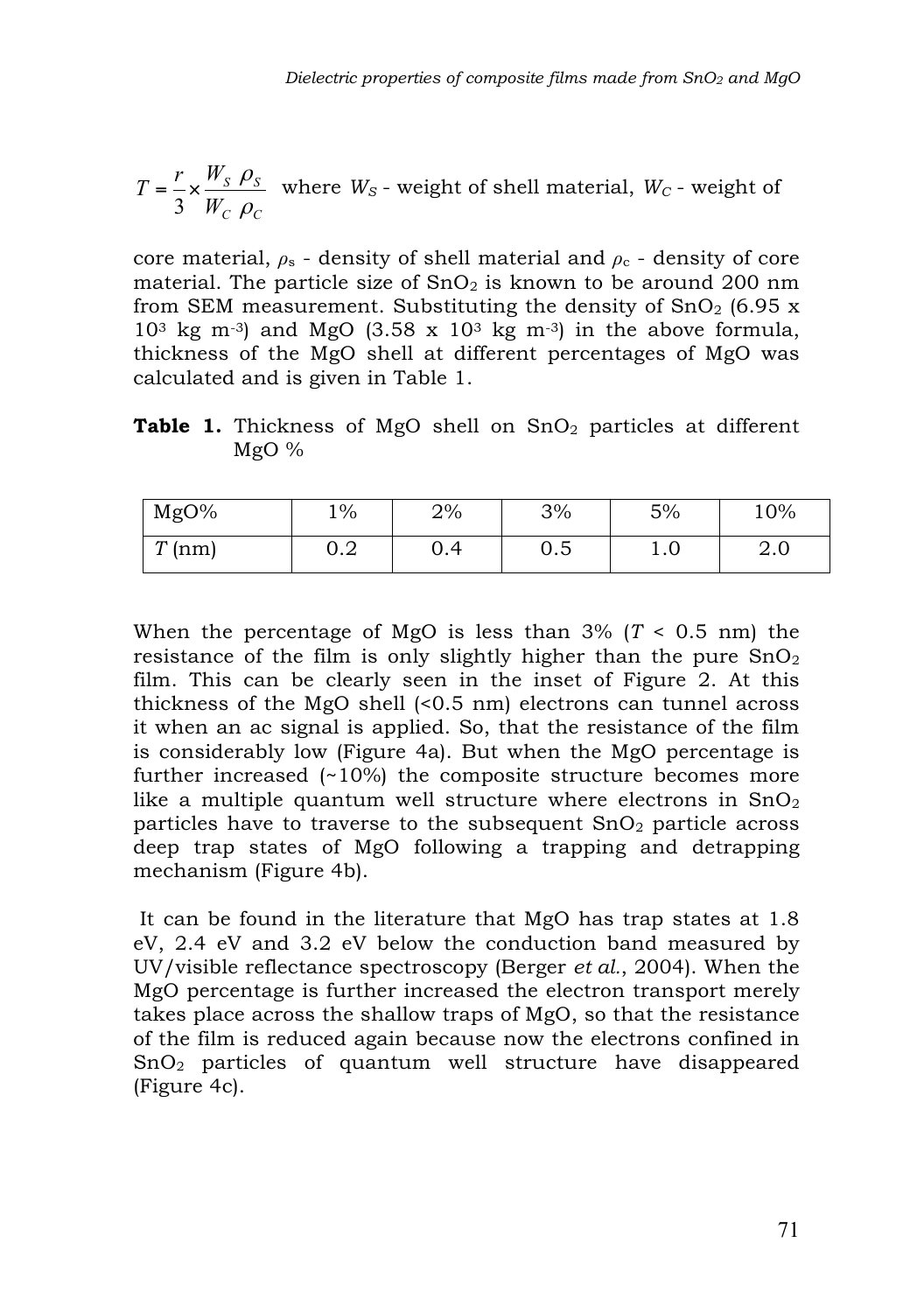$$T = \frac{r}{3} \times \frac{W_S}{W_C} \frac{\rho_S}{\rho_C}$$ where $W_S$ - weight of shell material, $W_C$ - weight of core material, $\rho_s$ - density of shell material and $\rho_c$ - density of core material. The particle size of $SnO_2$ is known to be around 200 nm from SEM measurement. Substituting the density of $SnO_2$ (6.95 x $10^3$ kg $m^{-3}$) and MgO (3.58 x $10^3$ kg $m^{-3}$) in the above formula, thickness of the MgO shell at different percentages of MgO was calculated and is given in Table 1.

**Table 1.** Thickness of MgO shell on $SnO_2$ particles at different MgO %

| MgO% | 1% | 2% | 3% | 5% | 10% |
|---|---|---|---|---|---|
| $T$ (nm) | 0.2 | 0.4 | 0.5 | 1.0 | 2.0 |

When the percentage of MgO is less than 3% ($T$ < 0.5 nm) the resistance of the film is only slightly higher than the pure $SnO_2$ film. This can be clearly seen in the inset of Figure 2. At this thickness of the MgO shell (<0.5 nm) electrons can tunnel across it when an ac signal is applied. So, that the resistance of the film is considerably low (Figure 4a). But when the MgO percentage is further increased (~10%) the composite structure becomes more like a multiple quantum well structure where electrons in $SnO_2$ particles have to traverse to the subsequent $SnO_2$ particle across deep trap states of MgO following a trapping and detrapping mechanism (Figure 4b).

It can be found in the literature that MgO has trap states at 1.8 eV, 2.4 eV and 3.2 eV below the conduction band measured by UV/visible reflectance spectroscopy (Berger *et al.*, 2004). When the MgO percentage is further increased the electron transport merely takes place across the shallow traps of MgO, so that the resistance of the film is reduced again because now the electrons confined in $SnO_2$ particles of quantum well structure have disappeared (Figure 4c).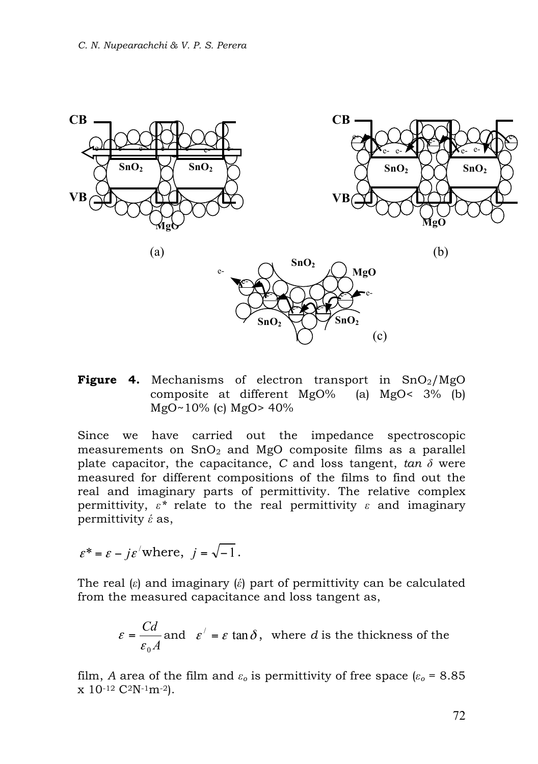**Figure 4.** Mechanisms of electron transport in $SnO_2$/MgO composite at different MgO% (a) MgO< 3% (b) MgO~10% (c) MgO> 40%

Since we have carried out the impedance spectroscopic measurements on $SnO_2$ and MgO composite films as a parallel plate capacitor, the capacitance, *C* and loss tangent, *tan δ* were measured for different compositions of the films to find out the real and imaginary parts of permittivity. The relative complex permittivity, $\varepsilon^*$ relate to the real permittivity $\varepsilon$ and imaginary permittivity $\varepsilon'$ as,

$$\varepsilon^* = \varepsilon - j\varepsilon' \text{ where, } j = \sqrt{-1}.$$

The real ($\varepsilon$) and imaginary ($\varepsilon'$) part of permittivity can be calculated from the measured capacitance and loss tangent as,

$$\varepsilon = \frac{Cd}{\varepsilon_0 A} \text{ and } \varepsilon' = \varepsilon \tan\delta,$$ where *d* is the thickness of the film, *A* area of the film and $\varepsilon_o$ is permittivity of free space ($\varepsilon_o$ = 8.85 x $10^{-12}$ $C^2N^{-1}m^{-2}$).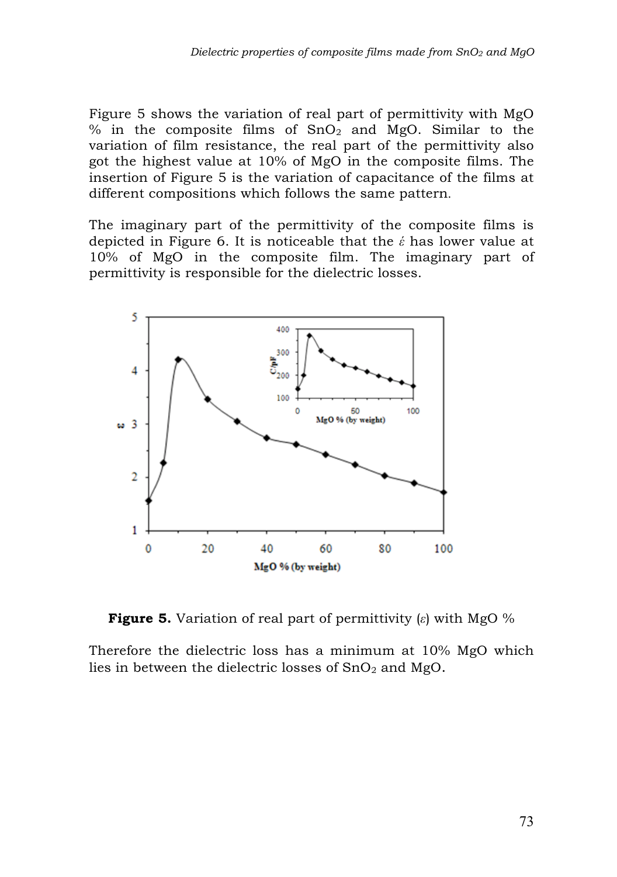Figure 5 shows the variation of real part of permittivity with MgO % in the composite films of $SnO_2$ and MgO. Similar to the variation of film resistance, the real part of the permittivity also got the highest value at 10% of MgO in the composite films. The insertion of Figure 5 is the variation of capacitance of the films at different compositions which follows the same pattern.

The imaginary part of the permittivity of the composite films is depicted in Figure 6. It is noticeable that the $\acute{\varepsilon}$ has lower value at 10% of MgO in the composite film. The imaginary part of permittivity is responsible for the dielectric losses.

**Figure 5.** Variation of real part of permittivity ($\varepsilon$) with MgO %

Therefore the dielectric loss has a minimum at 10% MgO which lies in between the dielectric losses of $SnO_2$ and MgO.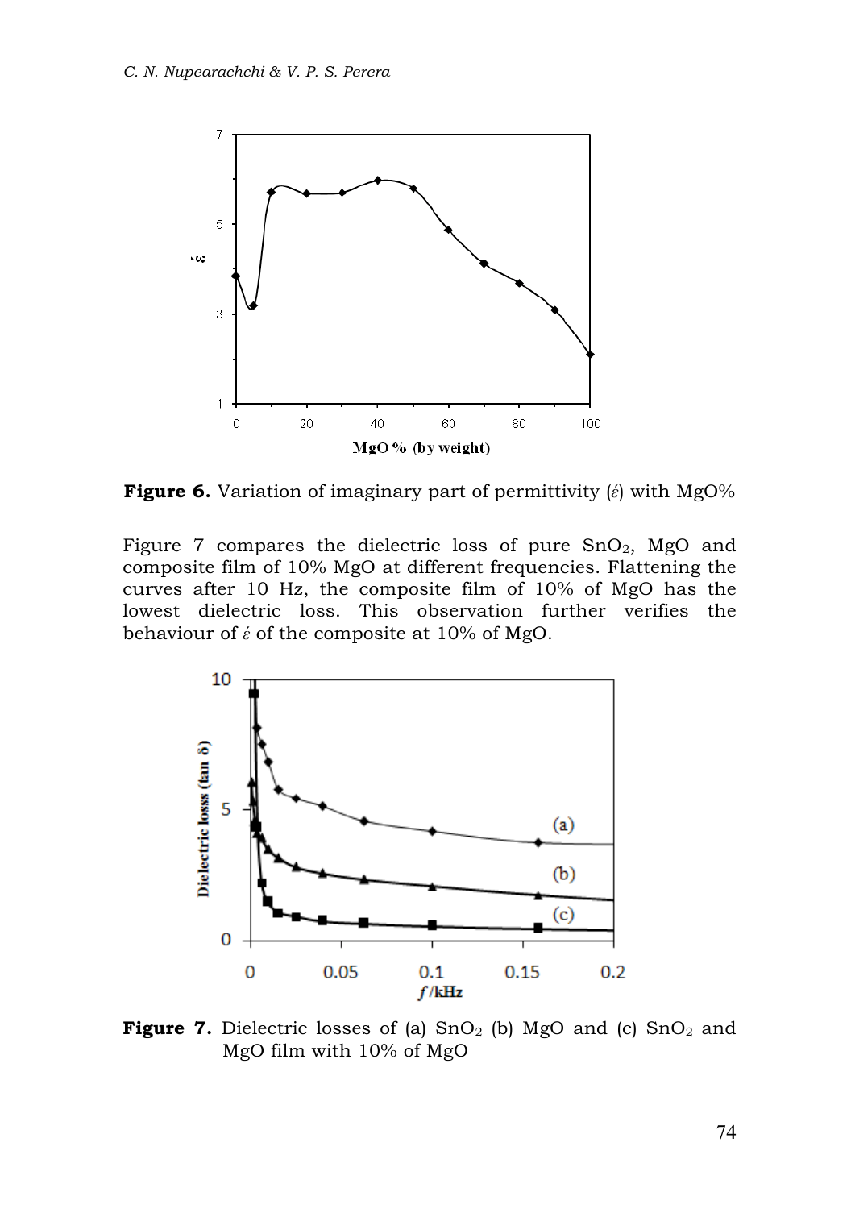**Figure 6.** Variation of imaginary part of permittivity ($\acute{\varepsilon}$) with MgO%

Figure 7 compares the dielectric loss of pure $SnO_2$, MgO and composite film of 10% MgO at different frequencies. Flattening the curves after 10 Hz, the composite film of 10% of MgO has the lowest dielectric loss. This observation further verifies the behaviour of $\acute{\varepsilon}$ of the composite at 10% of MgO.

**Figure 7.** Dielectric losses of (a) $SnO_2$ (b) MgO and (c) $SnO_2$ and MgO film with 10% of MgO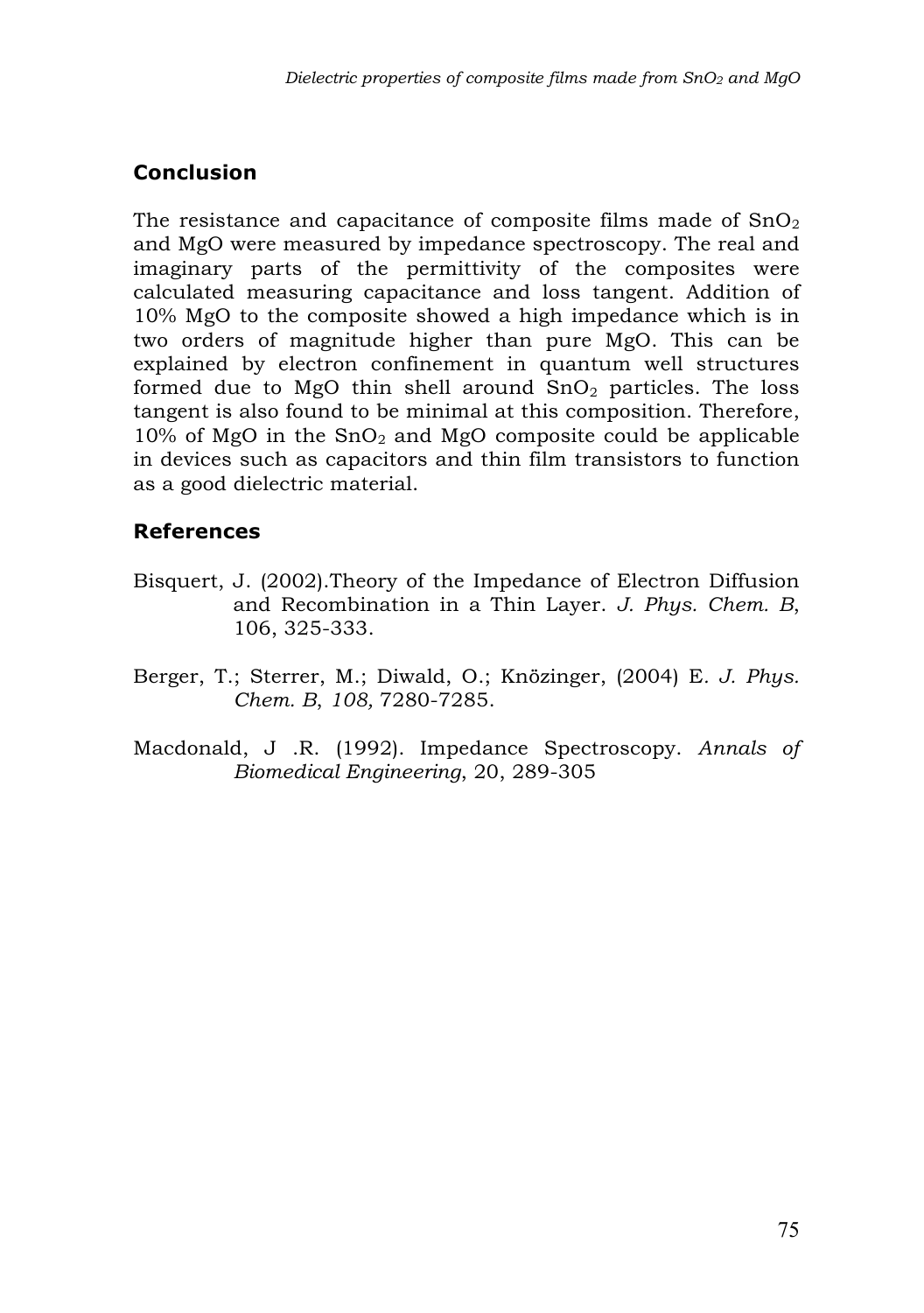## Conclusion

The resistance and capacitance of composite films made of $SnO_2$ and MgO were measured by impedance spectroscopy. The real and imaginary parts of the permittivity of the composites were calculated measuring capacitance and loss tangent. Addition of 10% MgO to the composite showed a high impedance which is in two orders of magnitude higher than pure MgO. This can be explained by electron confinement in quantum well structures formed due to MgO thin shell around $SnO_2$ particles. The loss tangent is also found to be minimal at this composition. Therefore, 10% of MgO in the $SnO_2$ and MgO composite could be applicable in devices such as capacitors and thin film transistors to function as a good dielectric material.

## References

Bisquert, J. (2002).Theory of the Impedance of Electron Diffusion and Recombination in a Thin Layer. *J. Phys. Chem. B*, 106, 325-333.

Berger, T.; Sterrer, M.; Diwald, O.; Knözinger, (2004) E*. J. Phys. Chem. B*, *108,* 7280-7285.

Macdonald, J .R. (1992). Impedance Spectroscopy. *Annals of Biomedical Engineering*, 20, 289-305